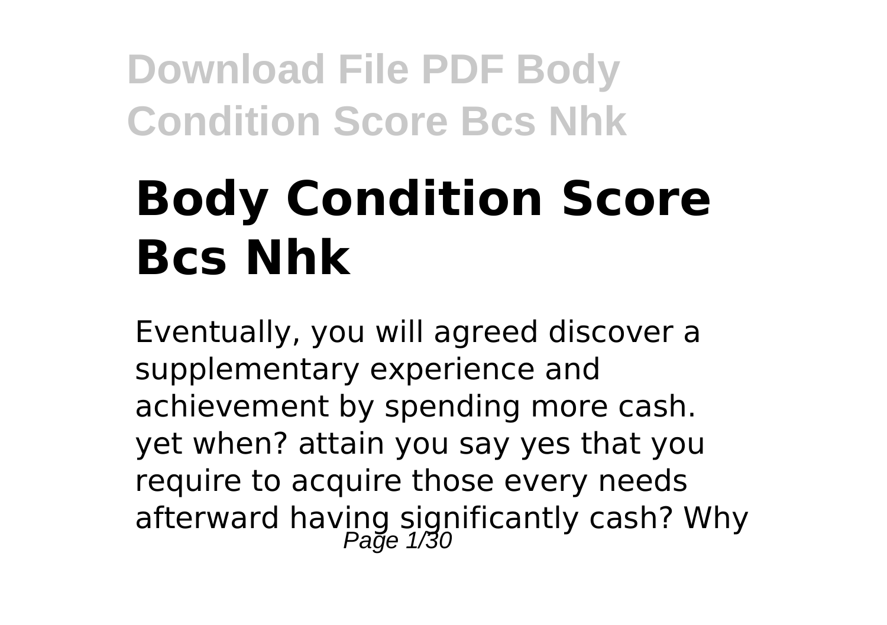# Body Condition Score Bcs Nhk

Eventually, you will agreed discover a supplementary experience and achievement by spending more cash. yet when? attain you say yes that you require to acquire those every needs afterward having significantly cash? Why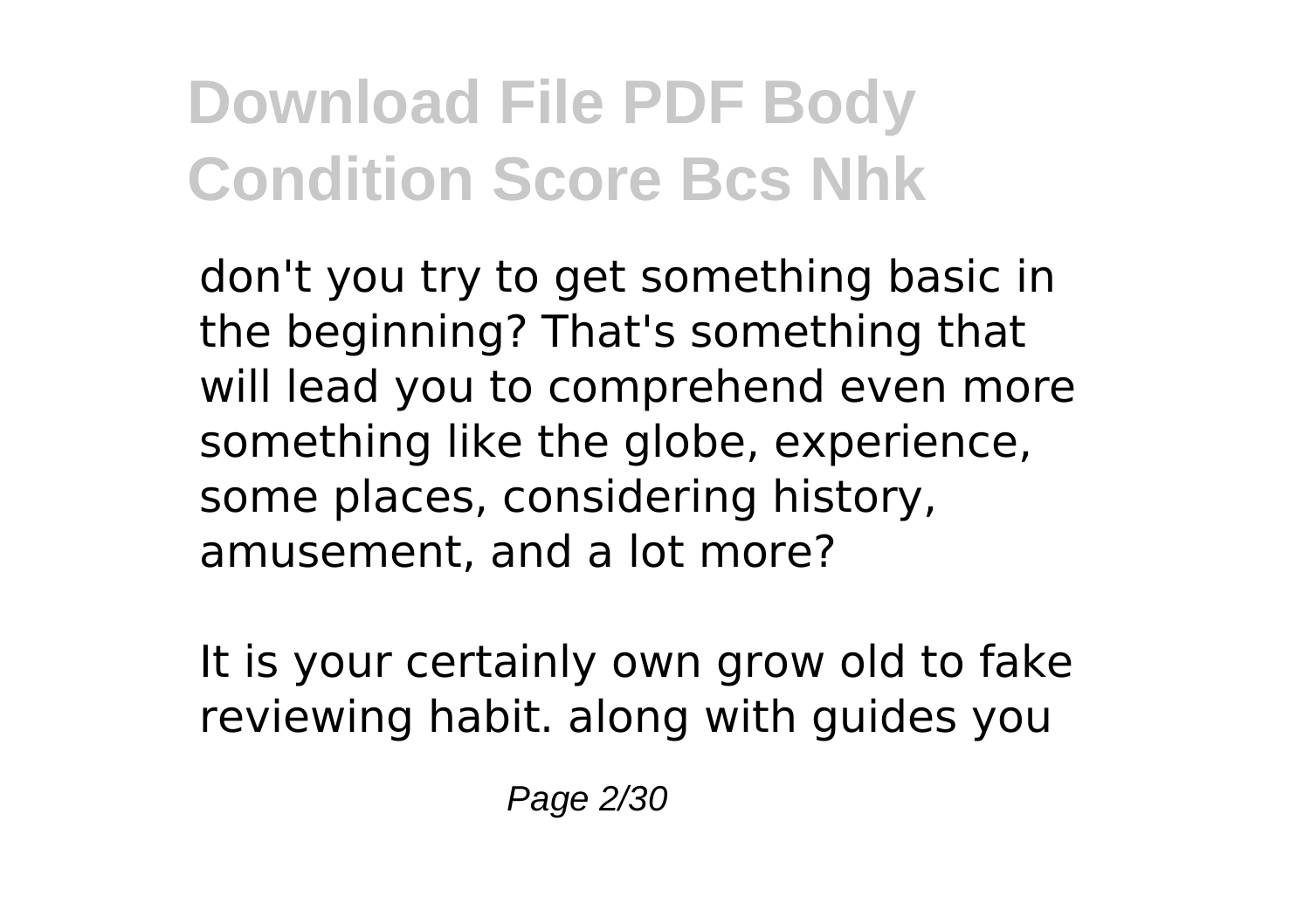don't you try to get something basic in the beginning? That's something that will lead you to comprehend even more something like the globe, experience, some places, considering history, amusement, and a lot more?

It is your certainly own grow old to fake reviewing habit. along with guides you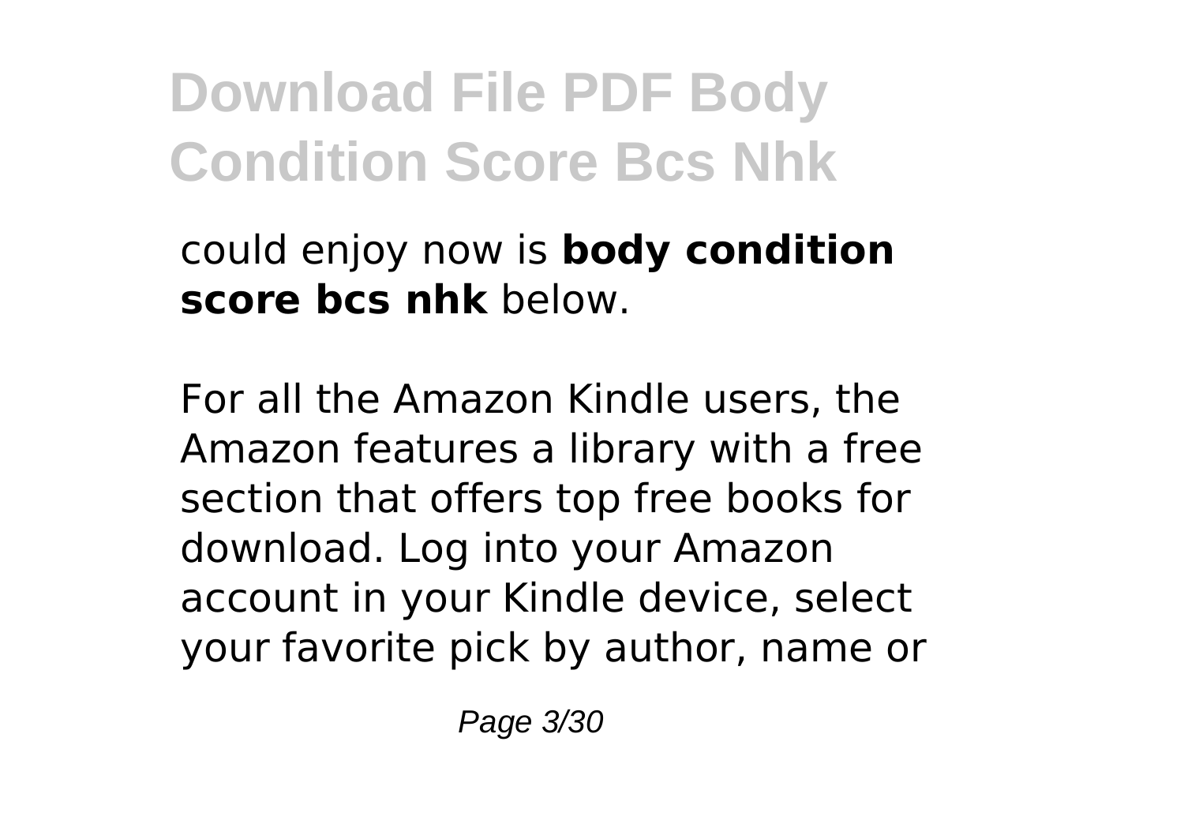could enjoy now is **body condition score bcs nhk** below.

For all the Amazon Kindle users, the Amazon features a library with a free section that offers top free books for download. Log into your Amazon account in your Kindle device, select your favorite pick by author, name or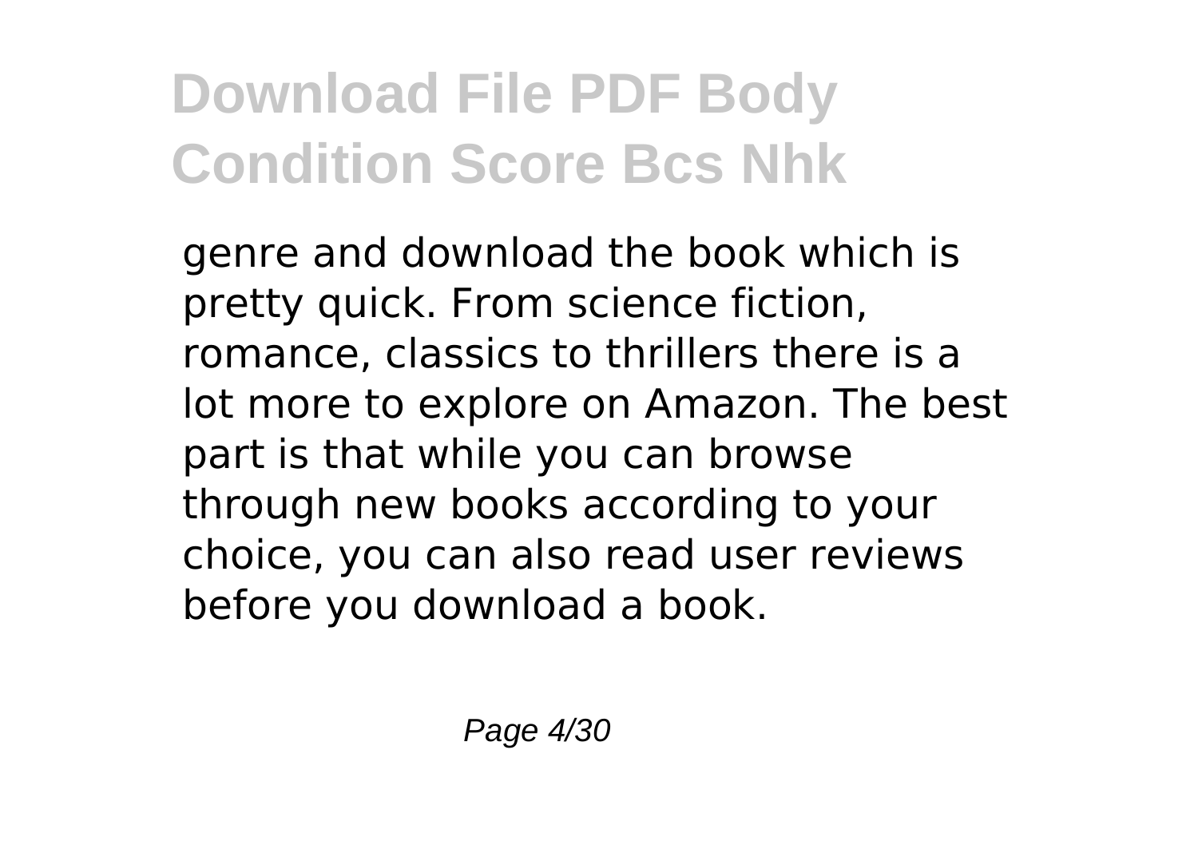genre and download the book which is pretty quick. From science fiction, romance, classics to thrillers there is a lot more to explore on Amazon. The best part is that while you can browse through new books according to your choice, you can also read user reviews before you download a book.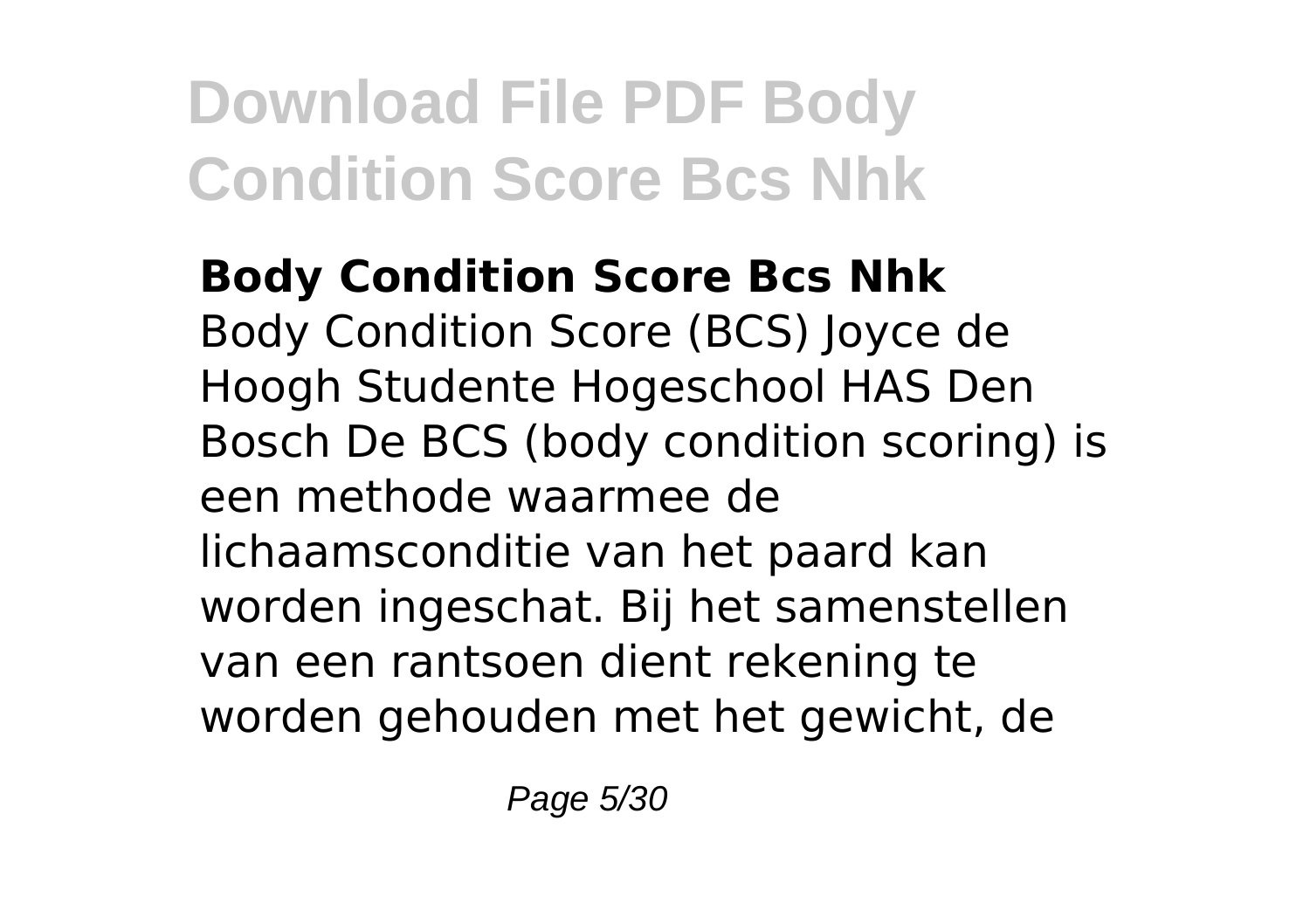**Body Condition Score Bcs Nhk**

Body Condition Score (BCS) Joyce de Hoogh Studente Hogeschool HAS Den Bosch De BCS (body condition scoring) is een methode waarmee de lichaamsconditie van het paard kan worden ingeschat. Bij het samenstellen van een rantsoen dient rekening te worden gehouden met het gewicht, de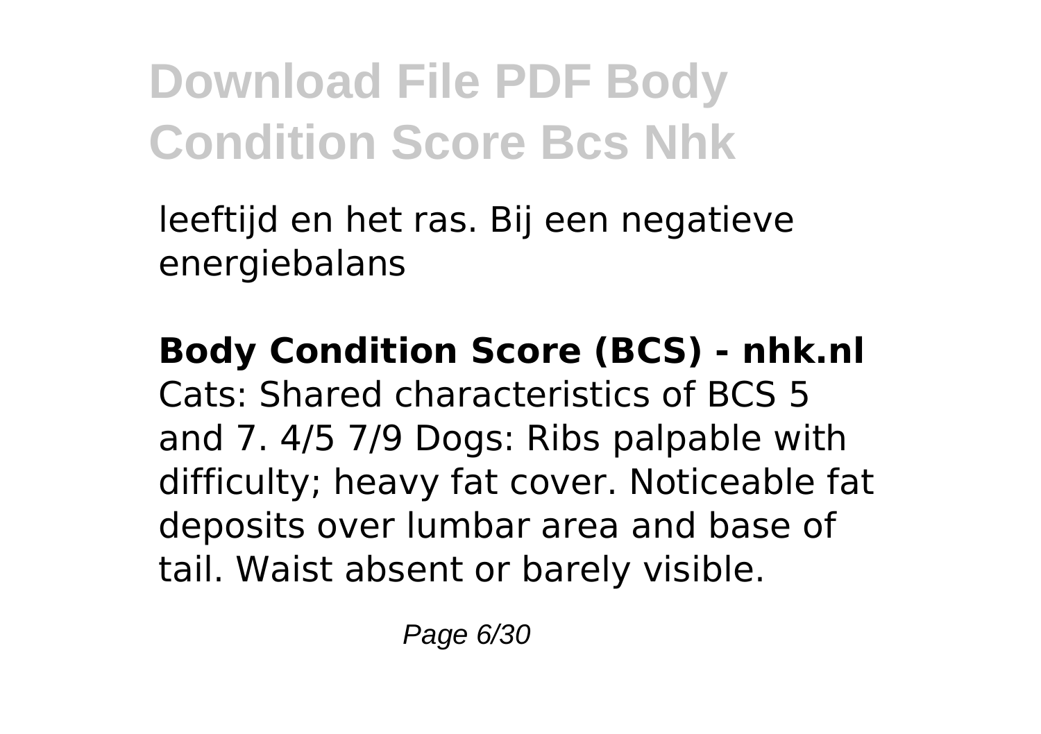leeftijd en het ras. Bij een negatieve energiebalans

**Body Condition Score (BCS) - nhk.nl**

Cats: Shared characteristics of BCS 5 and 7. 4/5 7/9 Dogs: Ribs palpable with difficulty; heavy fat cover. Noticeable fat deposits over lumbar area and base of tail. Waist absent or barely visible.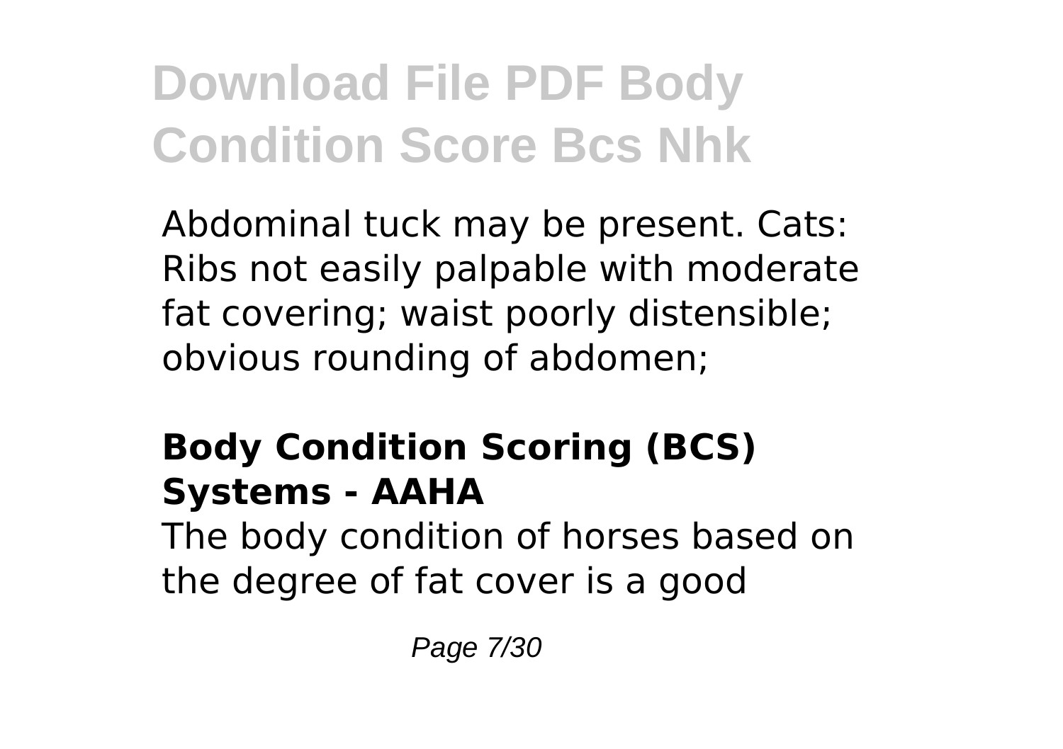Abdominal tuck may be present. Cats: Ribs not easily palpable with moderate fat covering; waist poorly distensible; obvious rounding of abdomen;

### Body Condition Scoring (BCS) Systems - AAHA

The body condition of horses based on the degree of fat cover is a good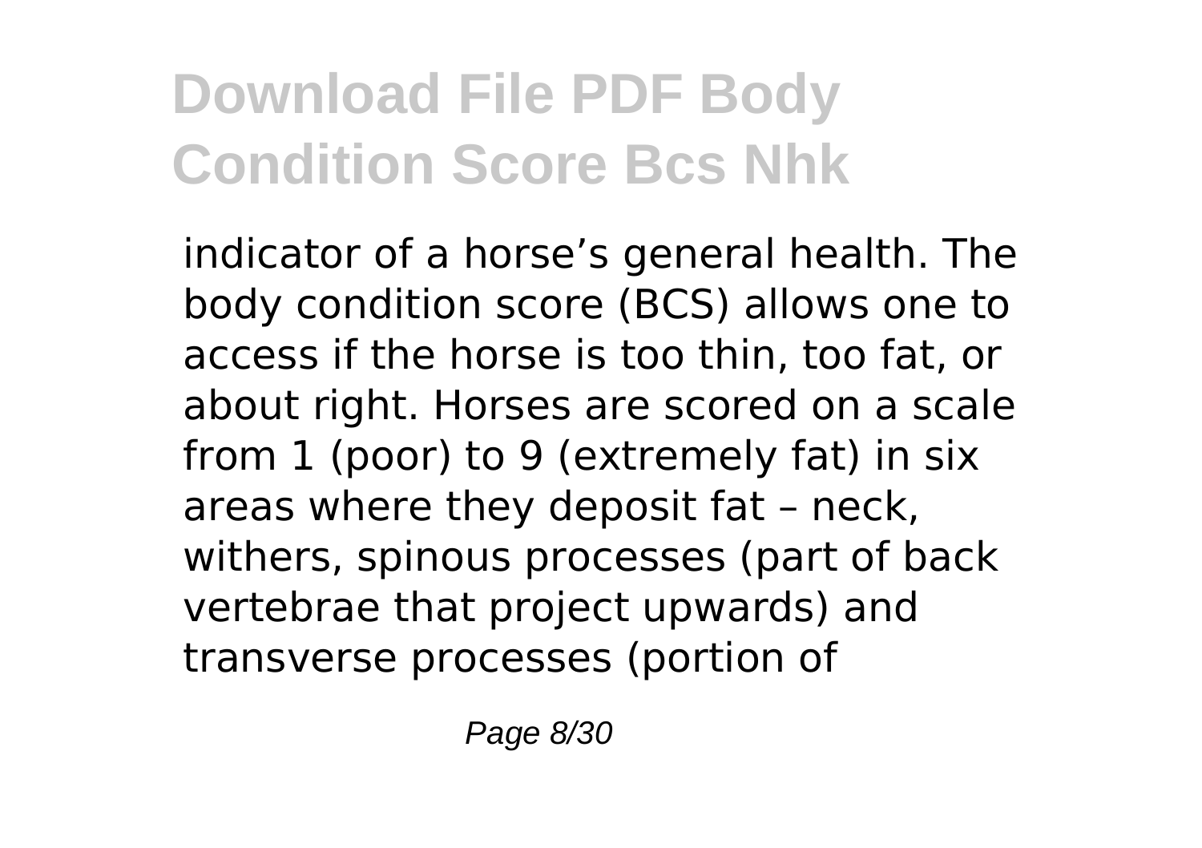indicator of a horse’s general health. The body condition score (BCS) allows one to access if the horse is too thin, too fat, or about right. Horses are scored on a scale from 1 (poor) to 9 (extremely fat) in six areas where they deposit fat – neck, withers, spinous processes (part of back vertebrae that project upwards) and transverse processes (portion of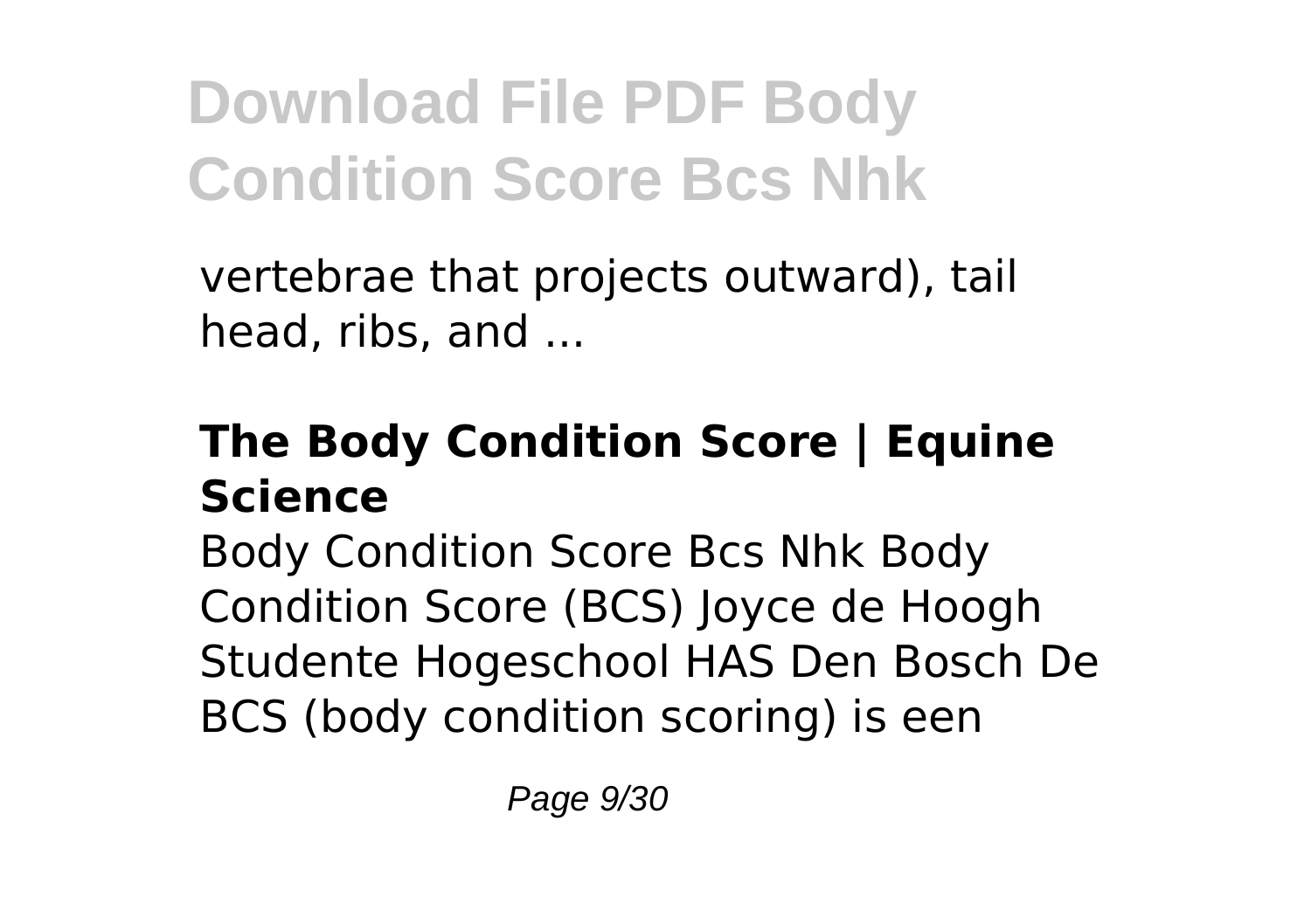vertebrae that projects outward), tail head, ribs, and ...

## The Body Condition Score | Equine Science

Body Condition Score Bcs Nhk Body Condition Score (BCS) Joyce de Hoogh Studente Hogeschool HAS Den Bosch De BCS (body condition scoring) is een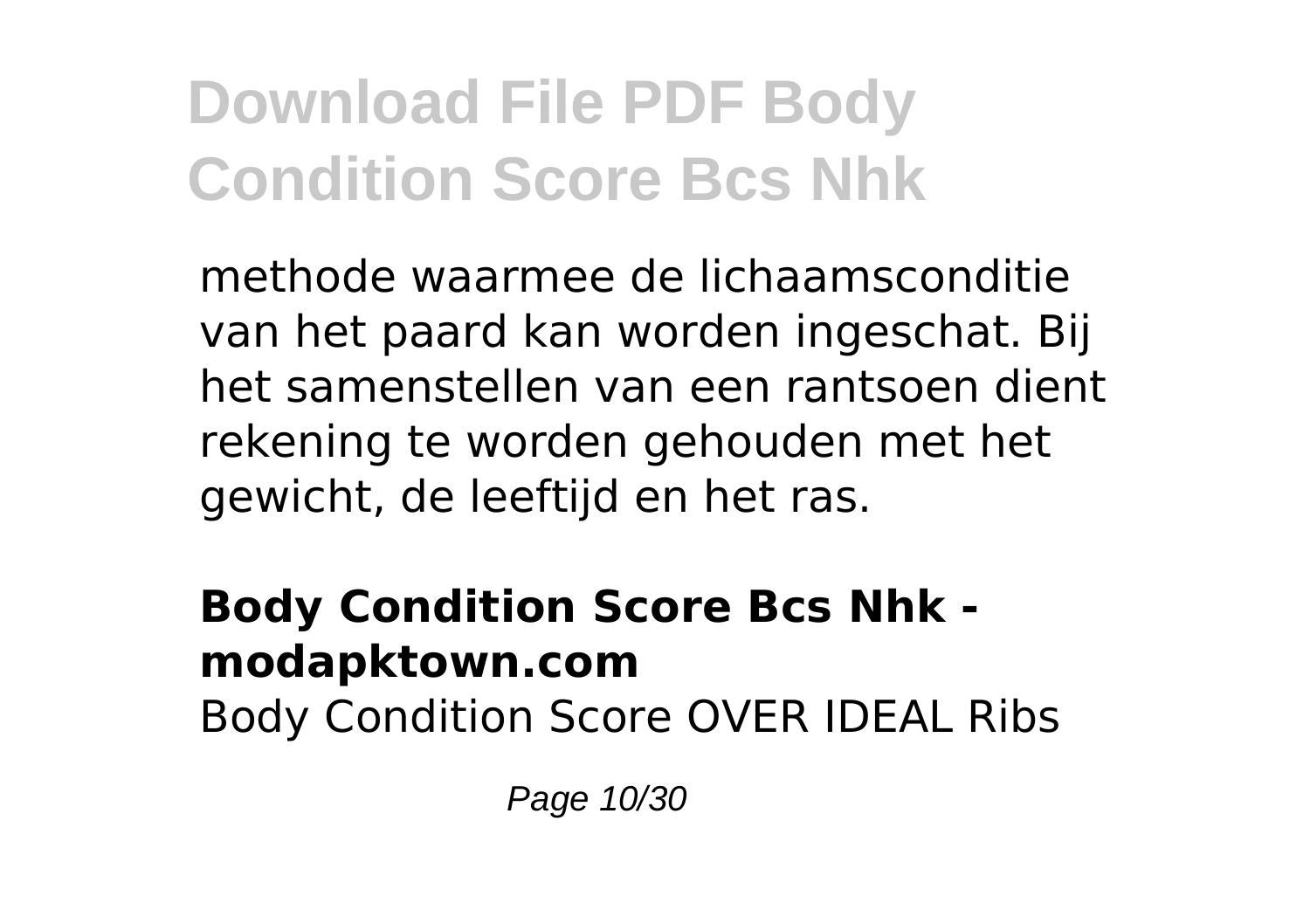methode waarmee de lichaamsconditie van het paard kan worden ingeschat. Bij het samenstellen van een rantsoen dient rekening te worden gehouden met het gewicht, de leeftijd en het ras.

### Body Condition Score Bcs Nhk - modapktown.com

Body Condition Score OVER IDEAL Ribs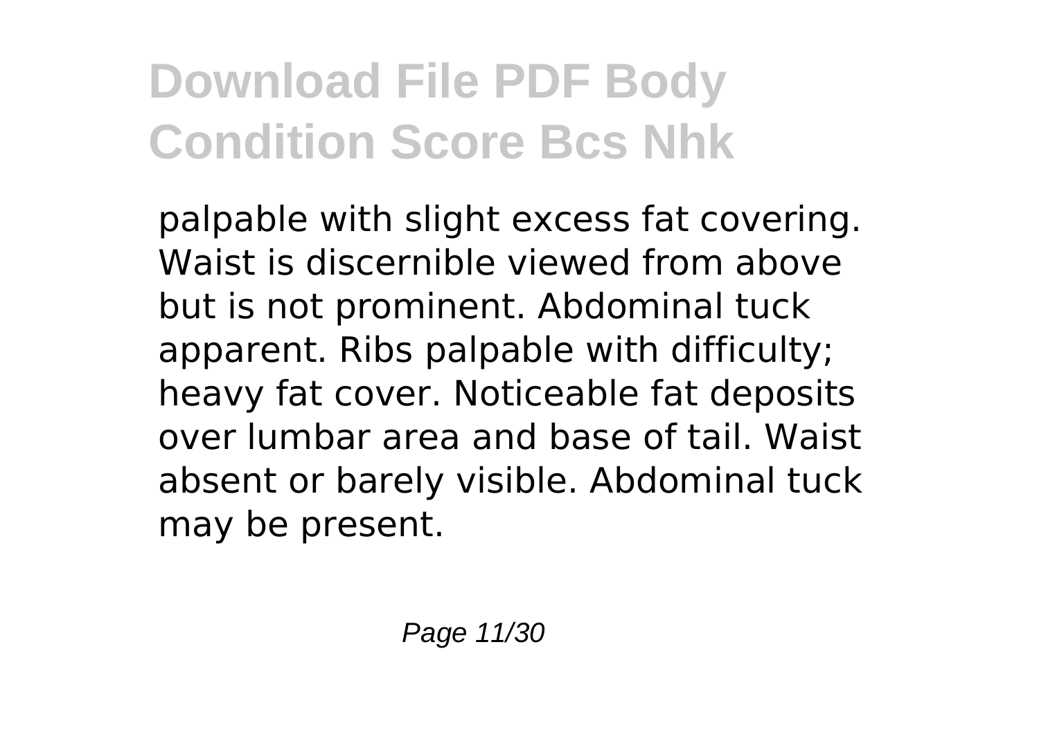# Download File PDF Body Condition Score Bcs Nhk

palpable with slight excess fat covering. Waist is discernible viewed from above but is not prominent. Abdominal tuck apparent. Ribs palpable with difficulty; heavy fat cover. Noticeable fat deposits over lumbar area and base of tail. Waist absent or barely visible. Abdominal tuck may be present.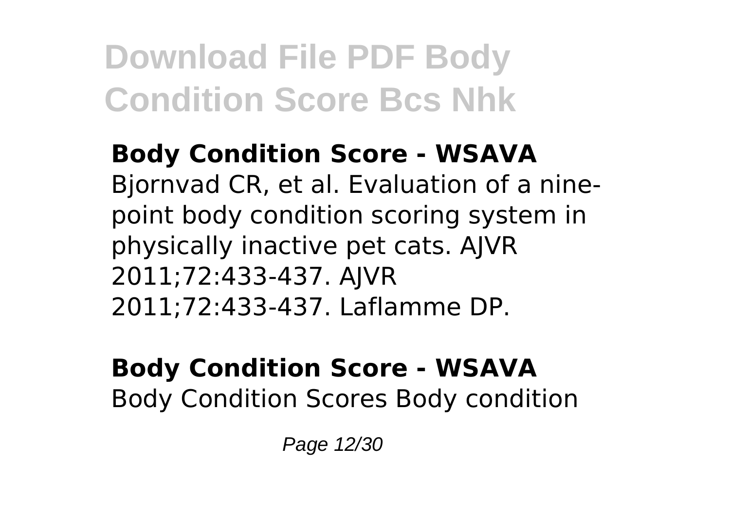**Body Condition Score - WSAVA**
Bjornvad CR, et al. Evaluation of a nine-point body condition scoring system in physically inactive pet cats. AJVR 2011;72:433-437. AJVR 2011;72:433-437. Laflamme DP.

**Body Condition Score - WSAVA**
Body Condition Scores Body condition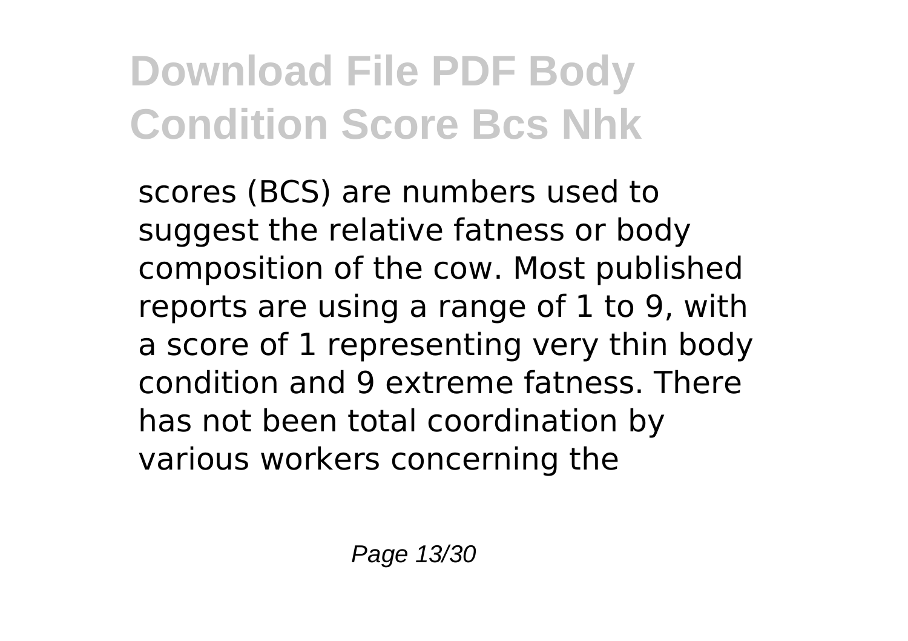scores (BCS) are numbers used to suggest the relative fatness or body composition of the cow. Most published reports are using a range of 1 to 9, with a score of 1 representing very thin body condition and 9 extreme fatness. There has not been total coordination by various workers concerning the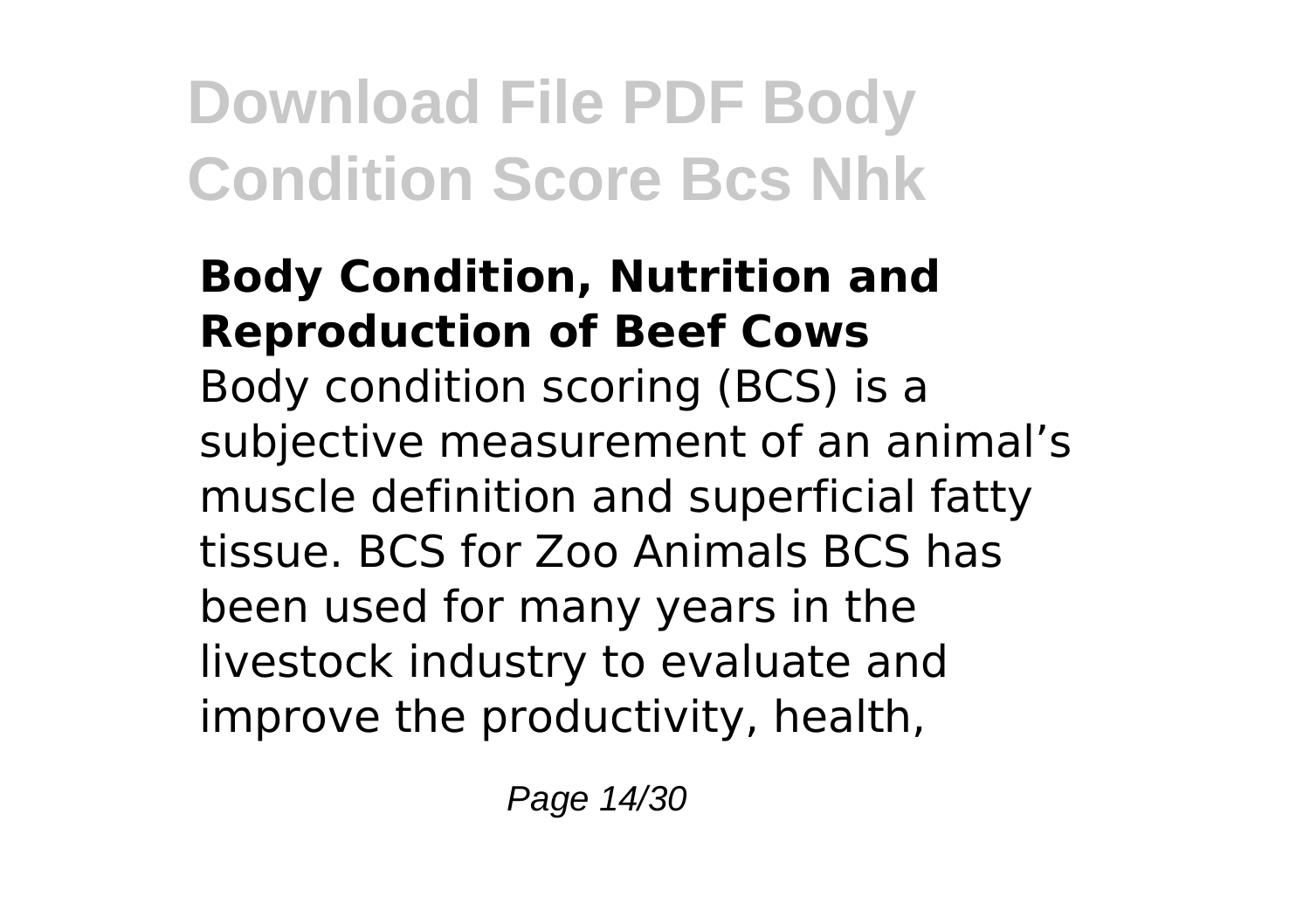### Body Condition, Nutrition and Reproduction of Beef Cows

Body condition scoring (BCS) is a subjective measurement of an animal’s muscle definition and superficial fatty tissue. BCS for Zoo Animals BCS has been used for many years in the livestock industry to evaluate and improve the productivity, health,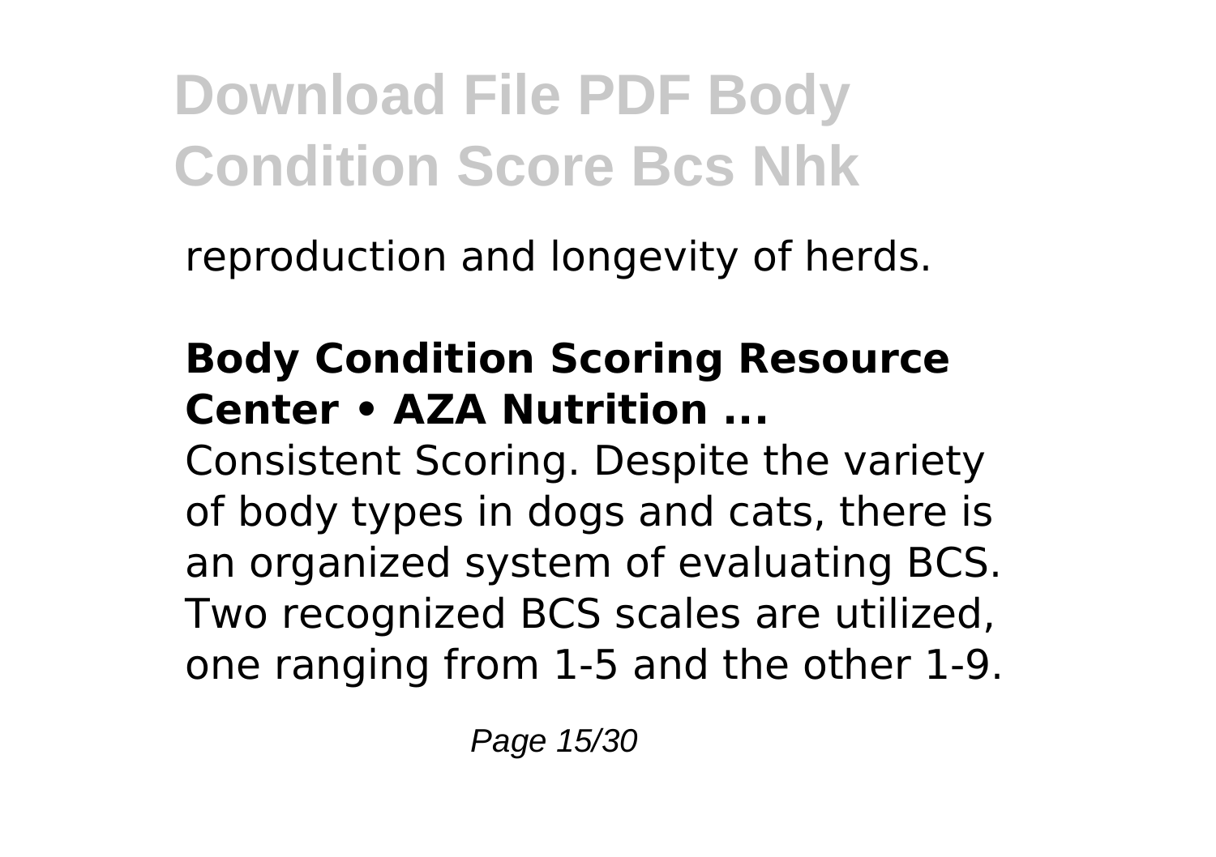reproduction and longevity of herds.

**Body Condition Scoring Resource Center • AZA Nutrition ...**

Consistent Scoring. Despite the variety of body types in dogs and cats, there is an organized system of evaluating BCS. Two recognized BCS scales are utilized, one ranging from 1-5 and the other 1-9.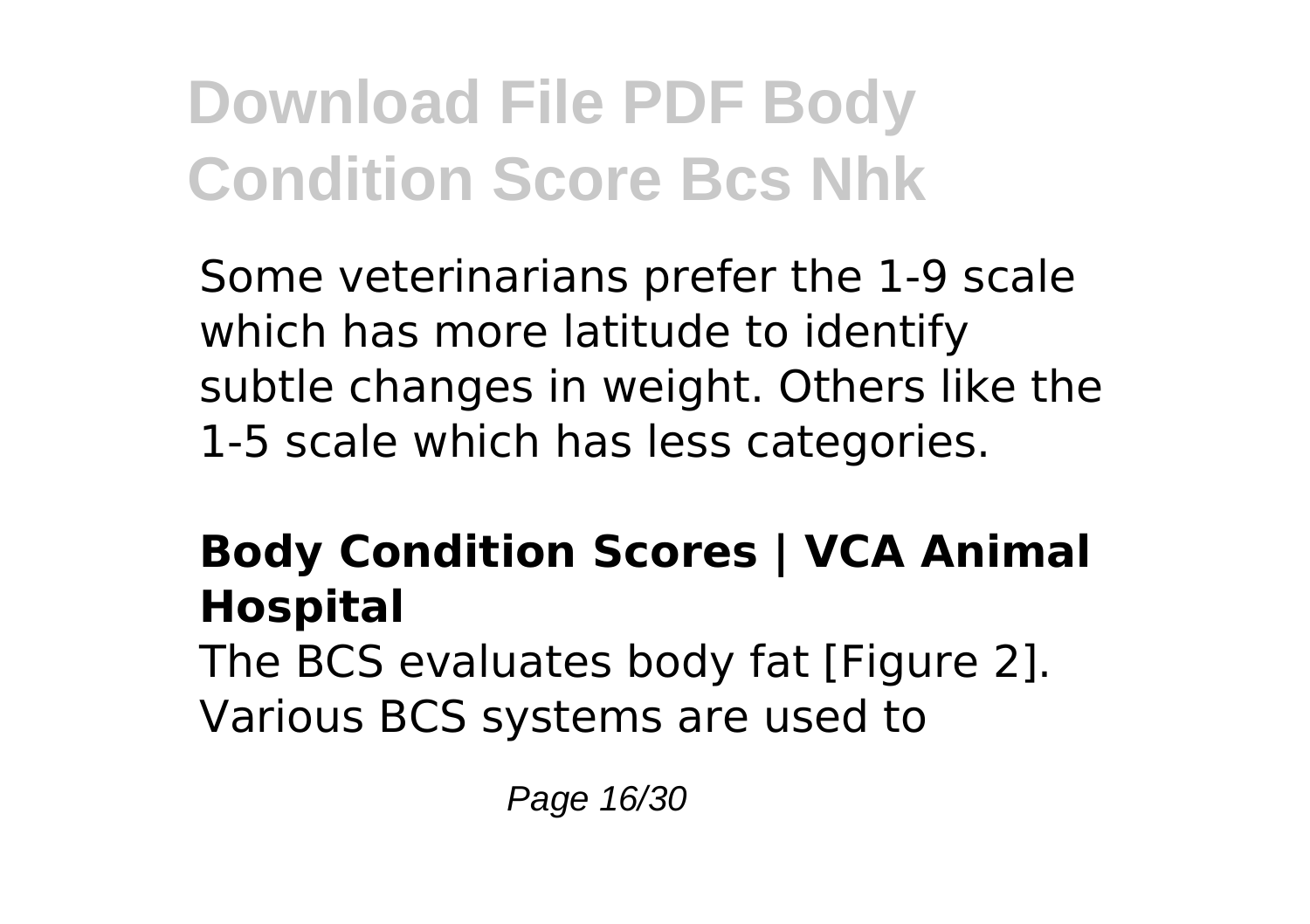Some veterinarians prefer the 1-9 scale which has more latitude to identify subtle changes in weight. Others like the 1-5 scale which has less categories.

## Body Condition Scores | VCA Animal Hospital

The BCS evaluates body fat [Figure 2]. Various BCS systems are used to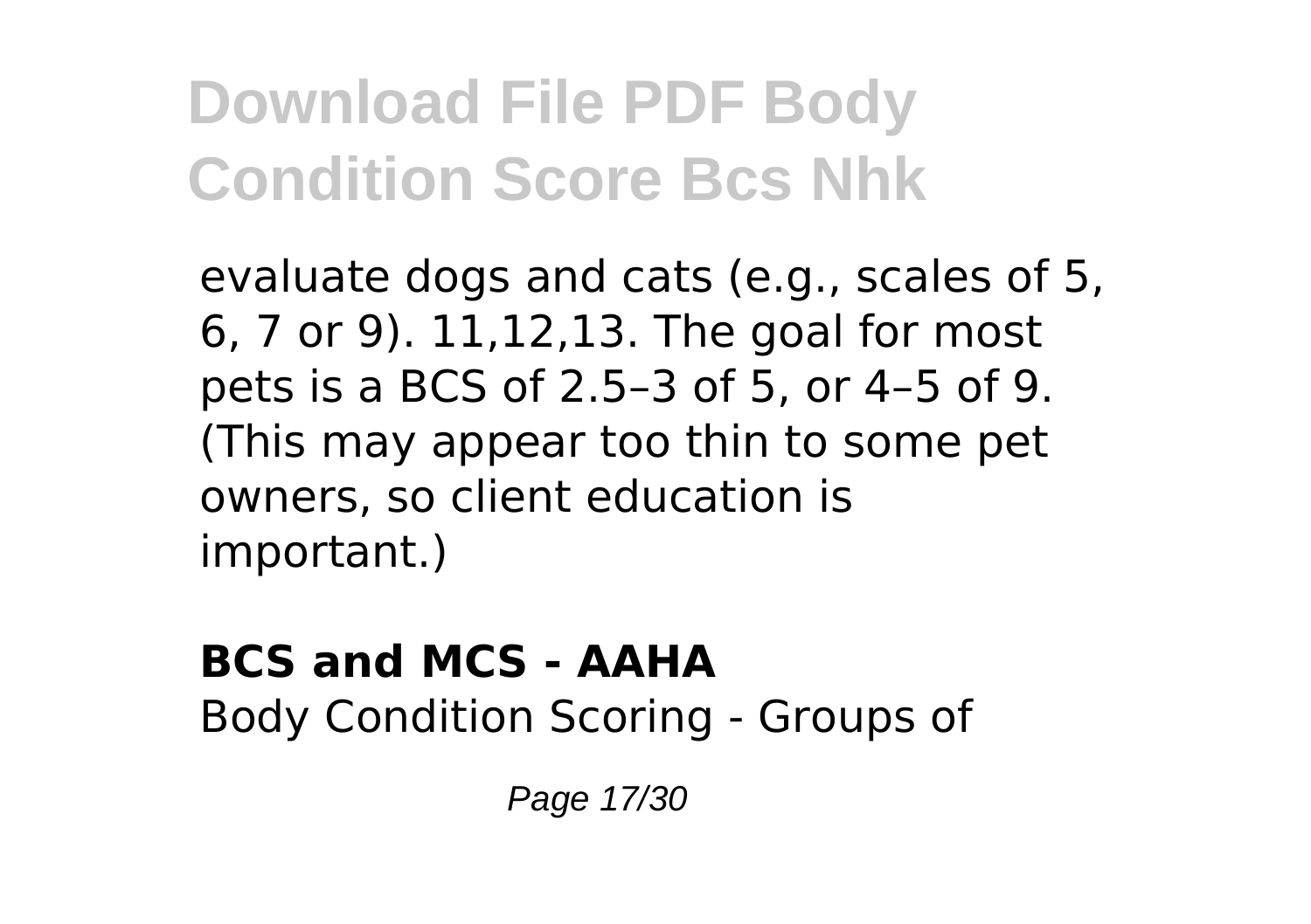evaluate dogs and cats (e.g., scales of 5, 6, 7 or 9). 11,12,13. The goal for most pets is a BCS of 2.5–3 of 5, or 4–5 of 9. (This may appear too thin to some pet owners, so client education is important.)

**BCS and MCS - AAHA**

Body Condition Scoring - Groups of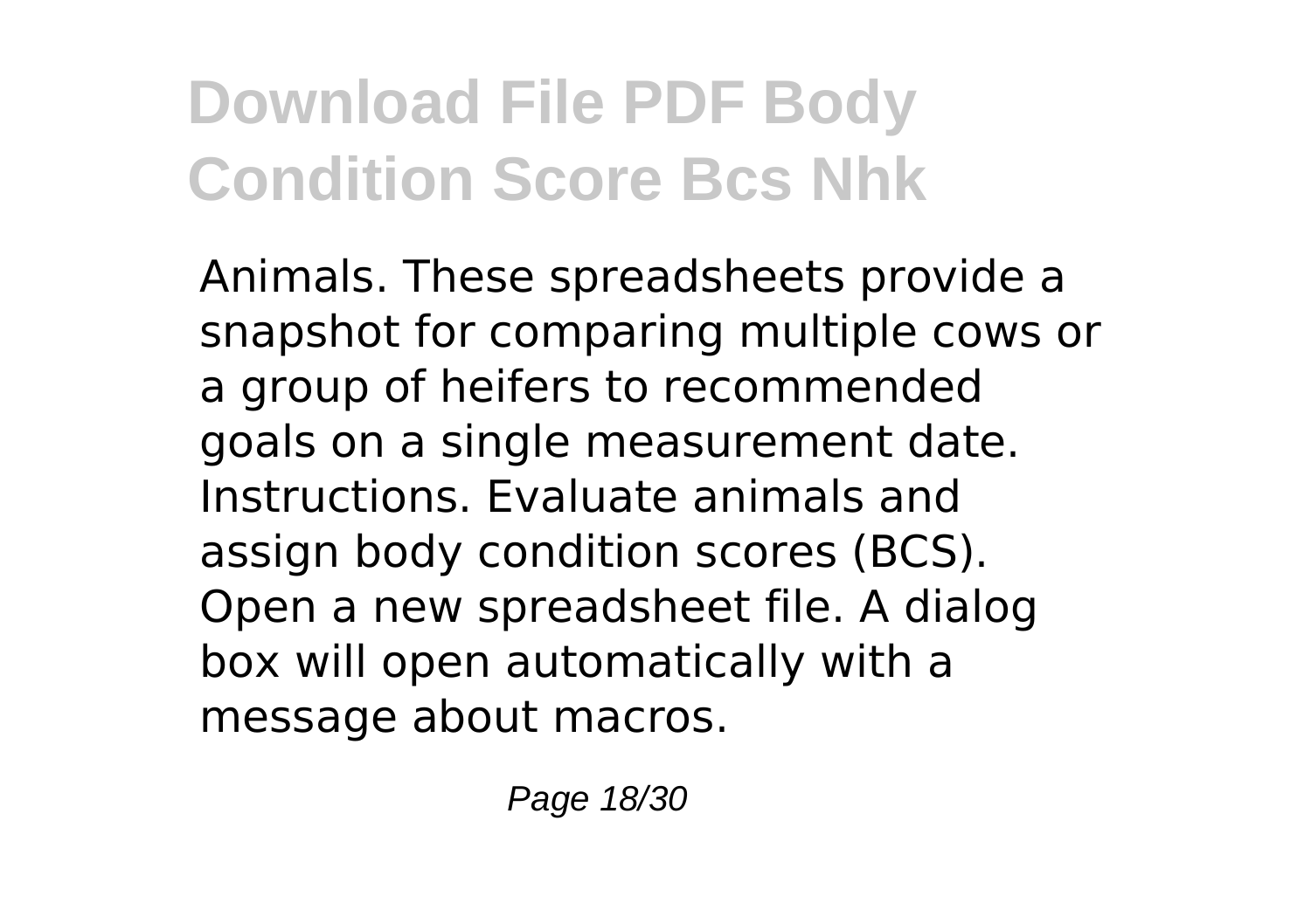Animals. These spreadsheets provide a snapshot for comparing multiple cows or a group of heifers to recommended goals on a single measurement date. Instructions. Evaluate animals and assign body condition scores (BCS). Open a new spreadsheet file. A dialog box will open automatically with a message about macros.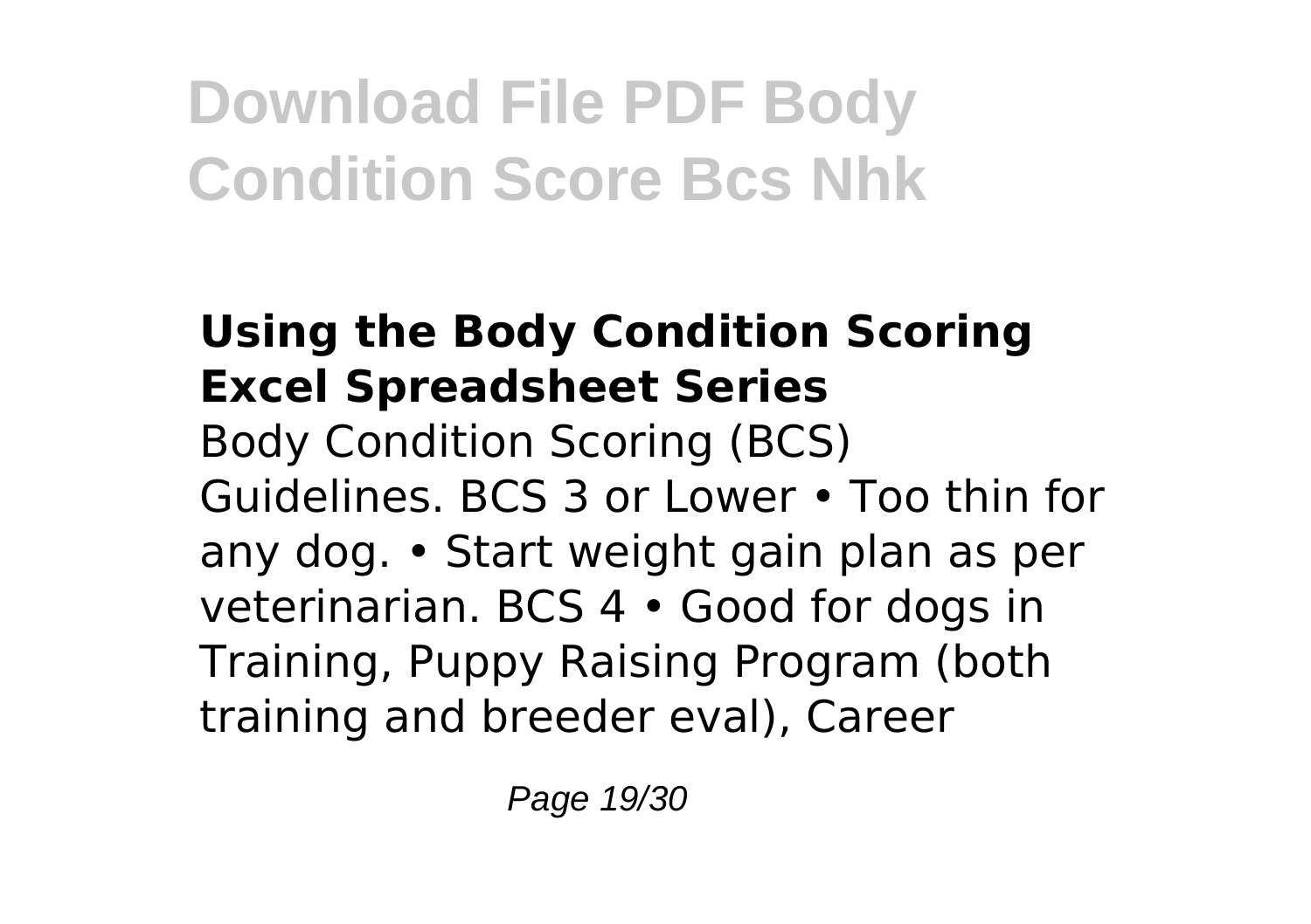# Download File PDF Body Condition Score Bcs Nhk

**Using the Body Condition Scoring Excel Spreadsheet Series**

Body Condition Scoring (BCS) Guidelines. BCS 3 or Lower • Too thin for any dog. • Start weight gain plan as per veterinarian. BCS 4 • Good for dogs in Training, Puppy Raising Program (both training and breeder eval), Career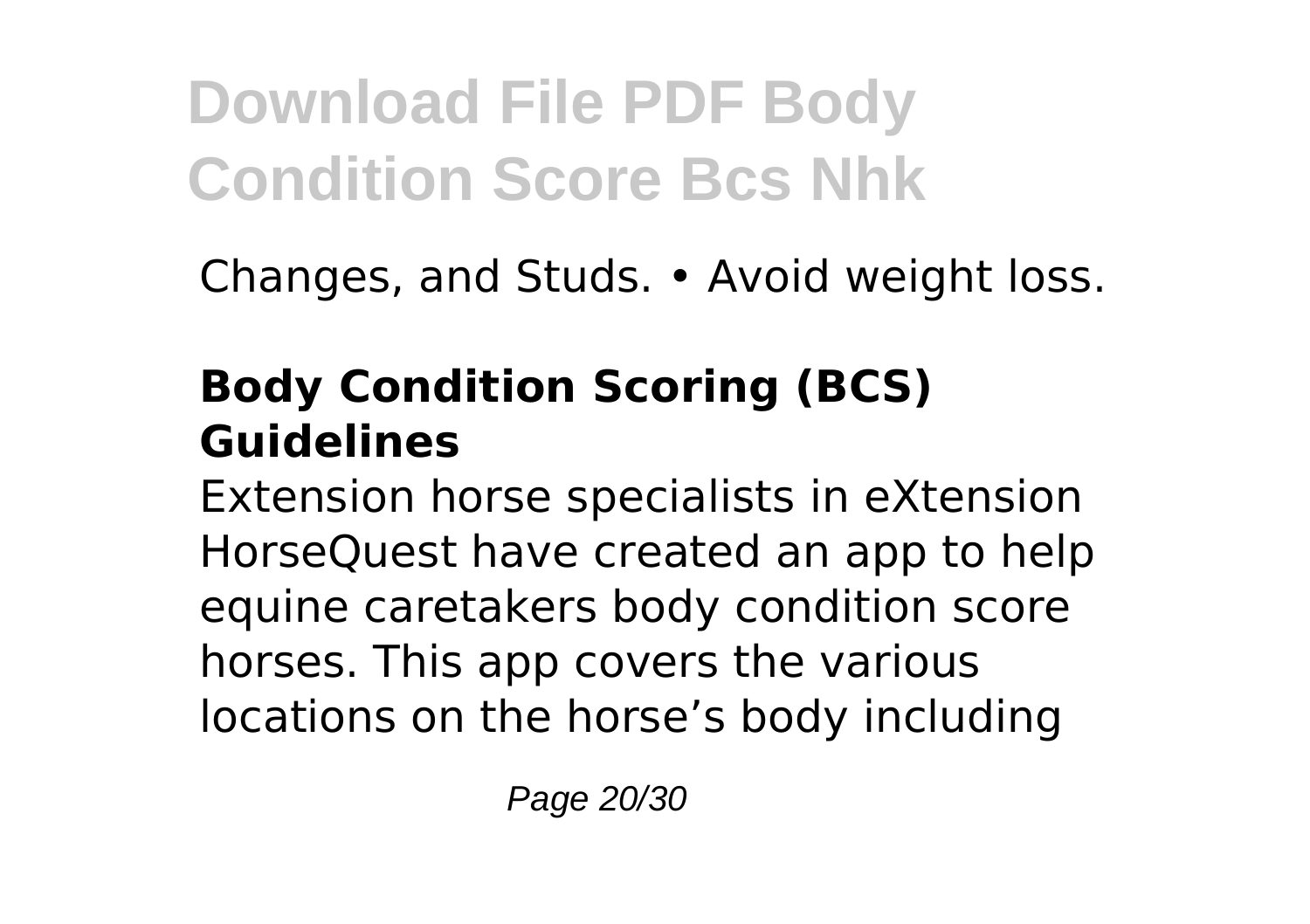Changes, and Studs. • Avoid weight loss.

## Body Condition Scoring (BCS) Guidelines

Extension horse specialists in eXtension HorseQuest have created an app to help equine caretakers body condition score horses. This app covers the various locations on the horse's body including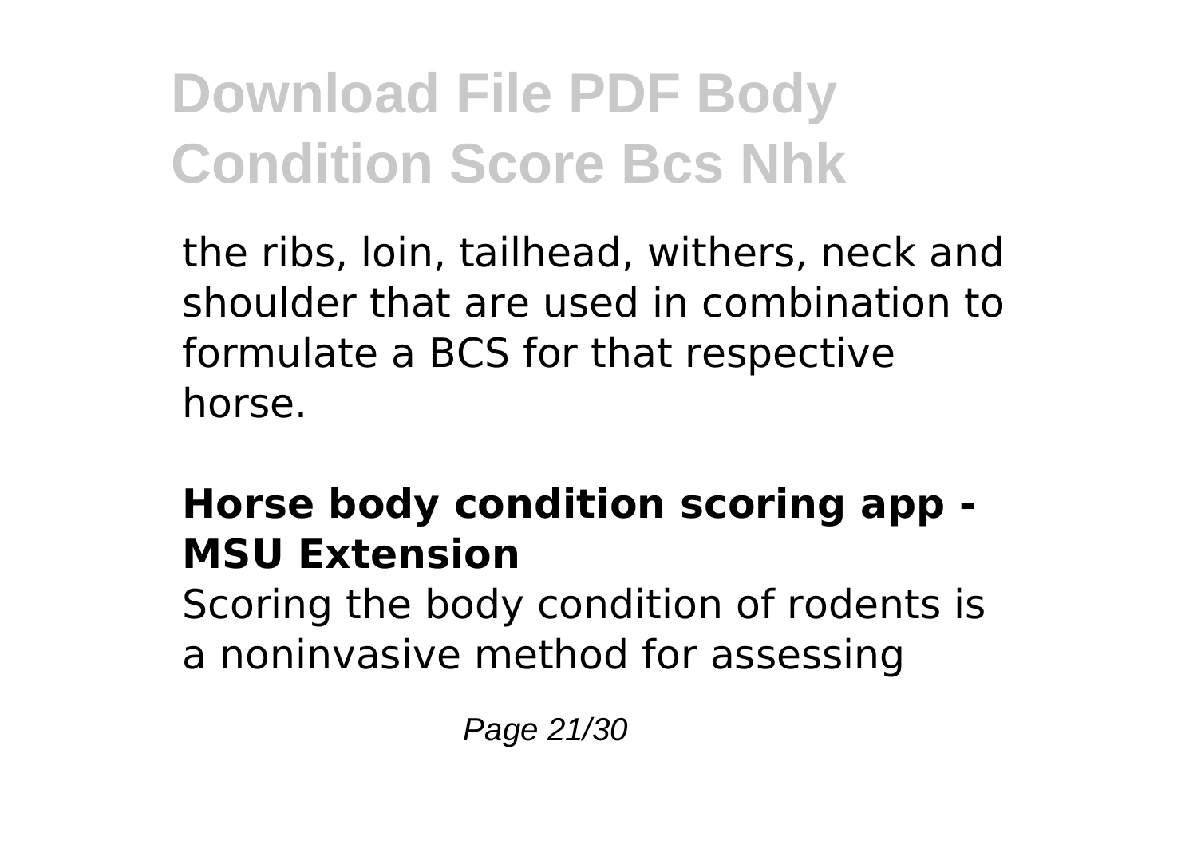the ribs, loin, tailhead, withers, neck and shoulder that are used in combination to formulate a BCS for that respective horse.

### Horse body condition scoring app - MSU Extension

Scoring the body condition of rodents is a noninvasive method for assessing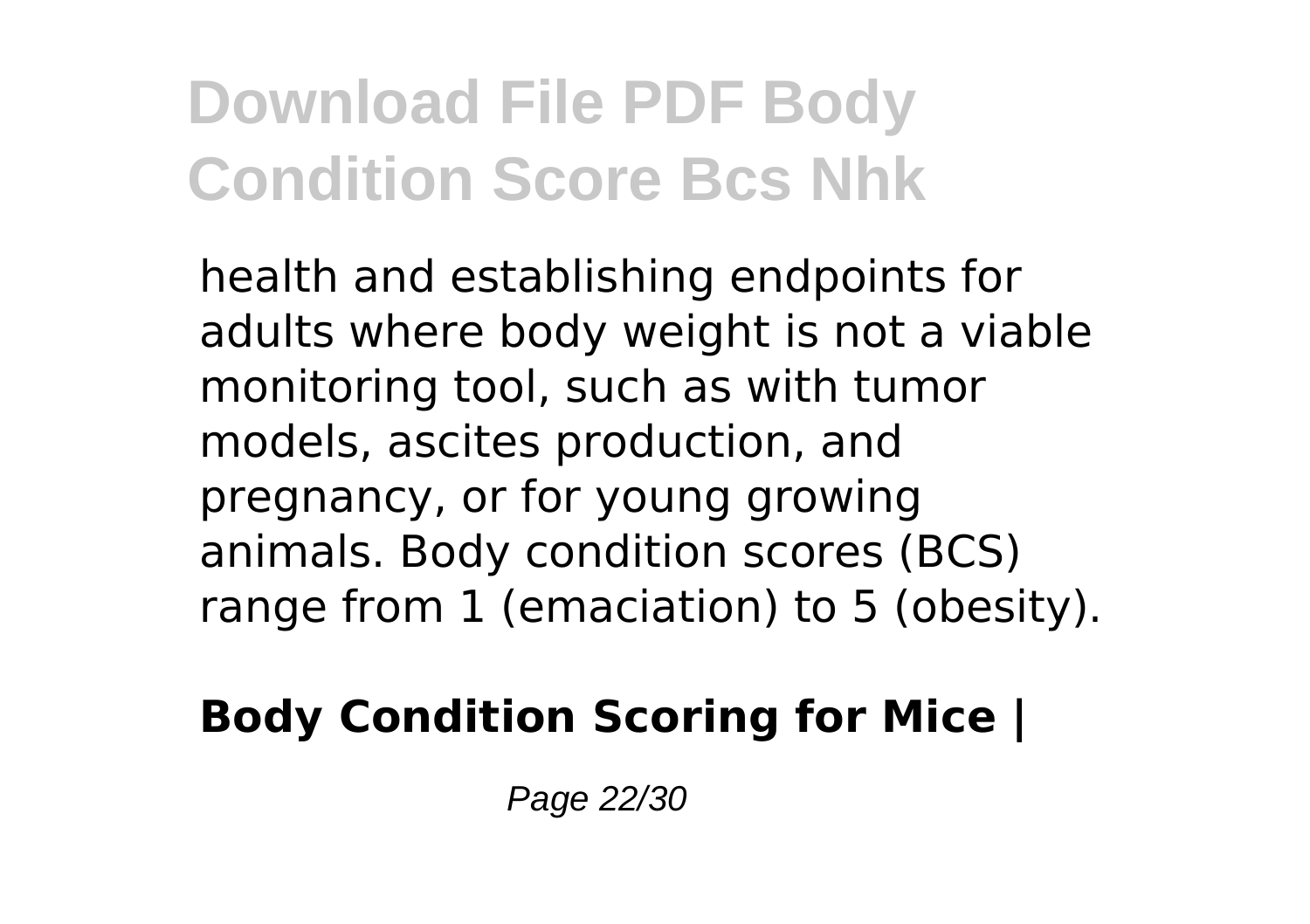health and establishing endpoints for adults where body weight is not a viable monitoring tool, such as with tumor models, ascites production, and pregnancy, or for young growing animals. Body condition scores (BCS) range from 1 (emaciation) to 5 (obesity).

**Body Condition Scoring for Mice |**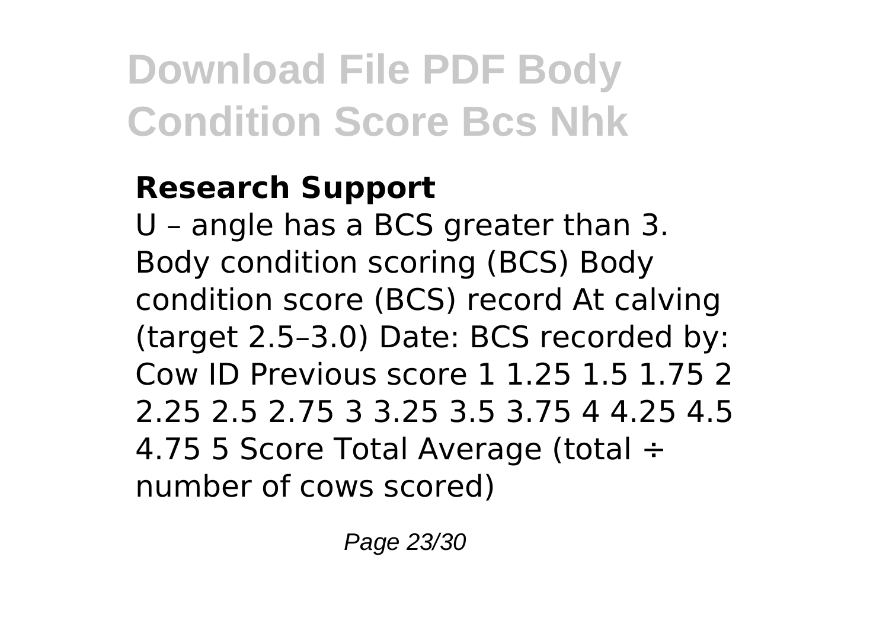### Research Support

U – angle has a BCS greater than 3. Body condition scoring (BCS) Body condition score (BCS) record At calving (target 2.5–3.0) Date: BCS recorded by: Cow ID Previous score 1 1.25 1.5 1.75 2 2.25 2.5 2.75 3 3.25 3.5 3.75 4 4.25 4.5 4.75 5 Score Total Average (total ÷ number of cows scored)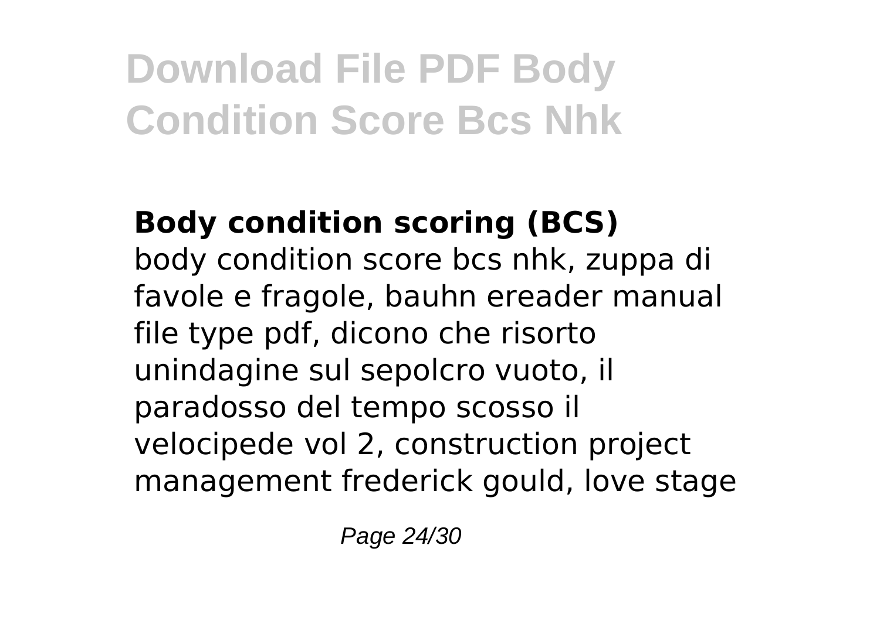# Download File PDF Body Condition Score Bcs Nhk

**Body condition scoring (BCS)**

body condition score bcs nhk, zuppa di favole e fragole, bauhn ereader manual file type pdf, dicono che risorto unindagine sul sepolcro vuoto, il paradosso del tempo scosso il velocipede vol 2, construction project management frederick gould, love stage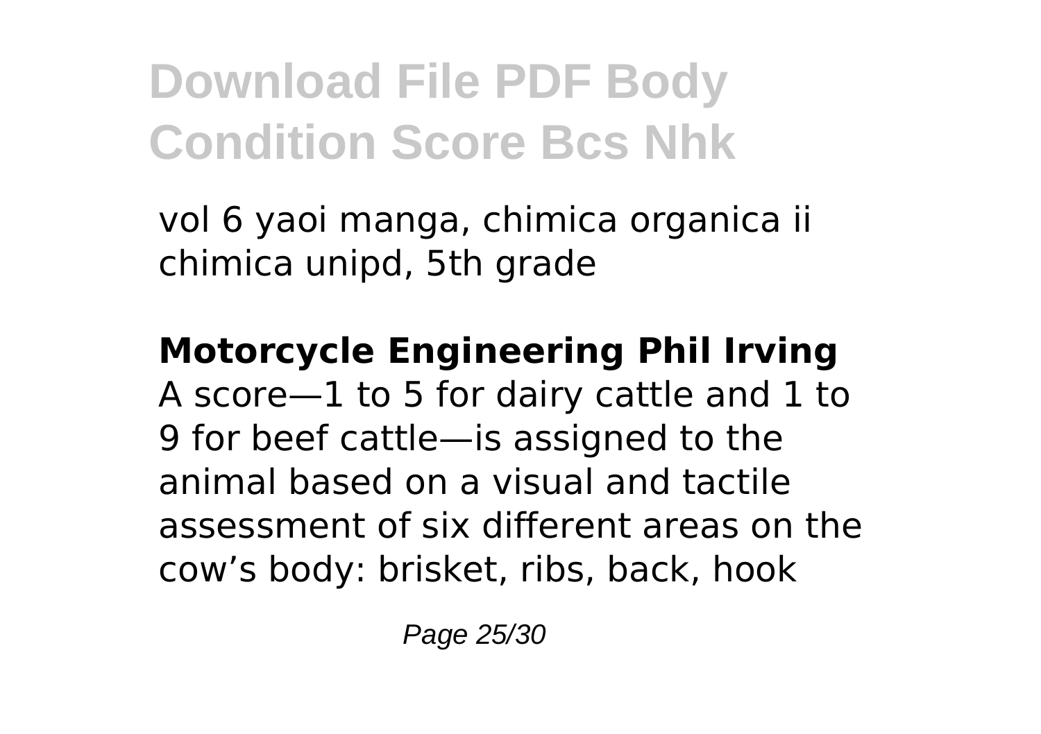vol 6 yaoi manga, chimica organica ii chimica unipd, 5th grade

**Motorcycle Engineering Phil Irving**

A score—1 to 5 for dairy cattle and 1 to 9 for beef cattle—is assigned to the animal based on a visual and tactile assessment of six different areas on the cow's body: brisket, ribs, back, hook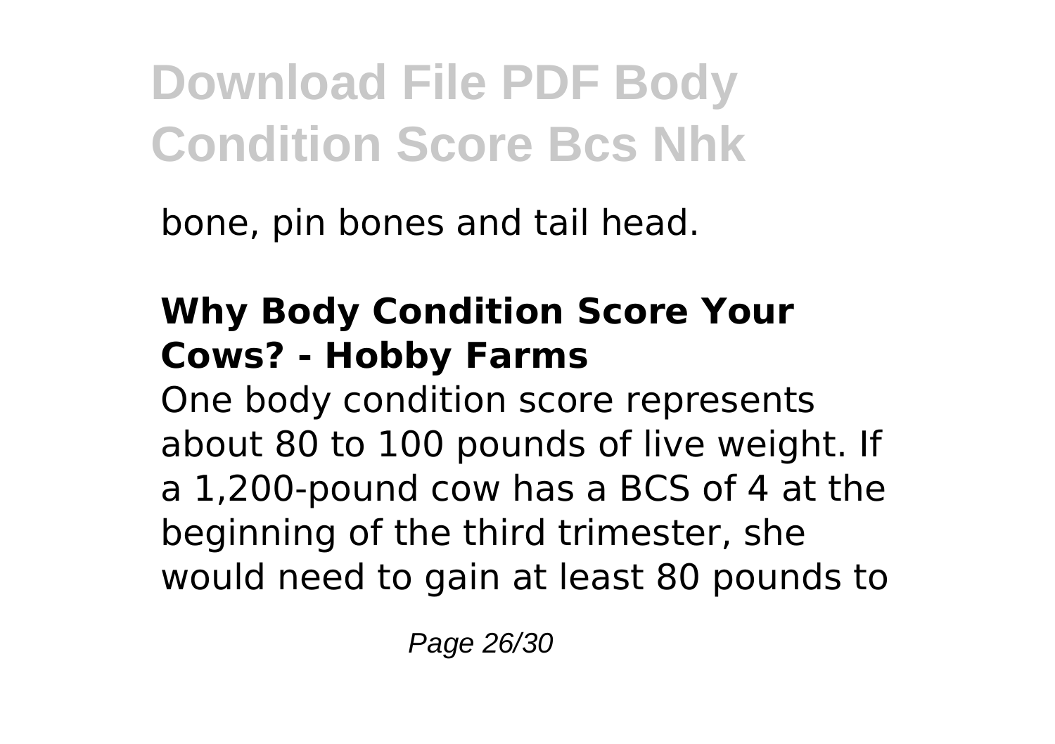bone, pin bones and tail head.

## Why Body Condition Score Your Cows? - Hobby Farms

One body condition score represents about 80 to 100 pounds of live weight. If a 1,200-pound cow has a BCS of 4 at the beginning of the third trimester, she would need to gain at least 80 pounds to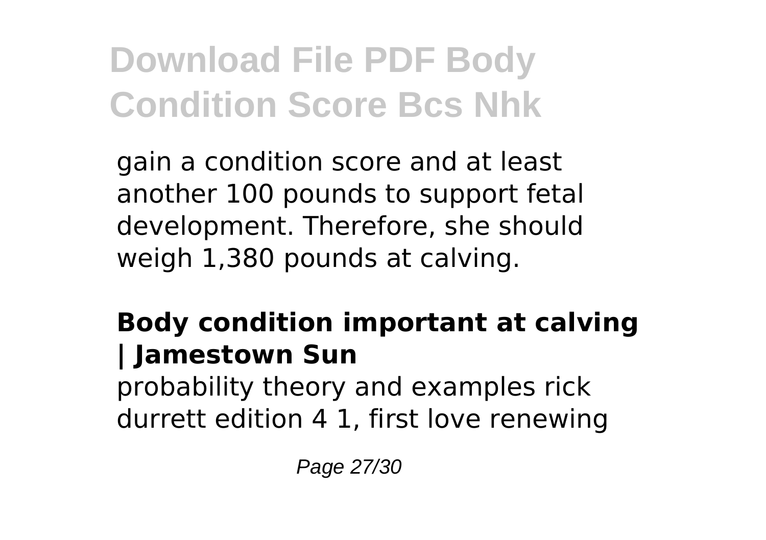gain a condition score and at least another 100 pounds to support fetal development. Therefore, she should weigh 1,380 pounds at calving.

**Body condition important at calving | Jamestown Sun**

probability theory and examples rick durrett edition 4 1, first love renewing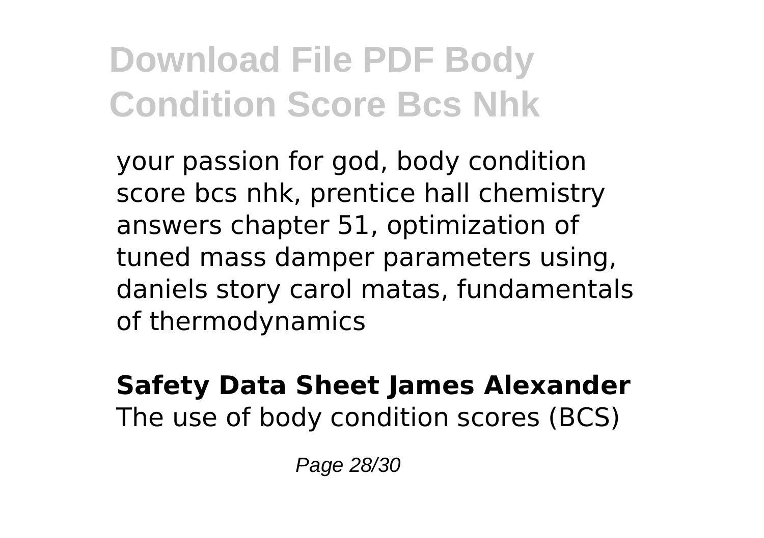your passion for god, body condition score bcs nhk, prentice hall chemistry answers chapter 51, optimization of tuned mass damper parameters using, daniels story carol matas, fundamentals of thermodynamics

**Safety Data Sheet James Alexander**
The use of body condition scores (BCS)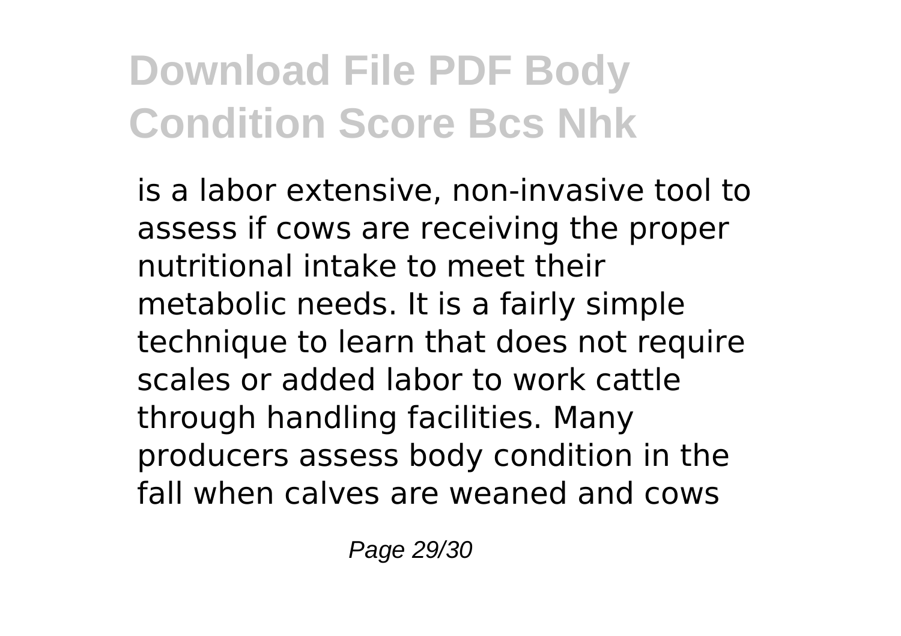is a labor extensive, non-invasive tool to assess if cows are receiving the proper nutritional intake to meet their metabolic needs. It is a fairly simple technique to learn that does not require scales or added labor to work cattle through handling facilities. Many producers assess body condition in the fall when calves are weaned and cows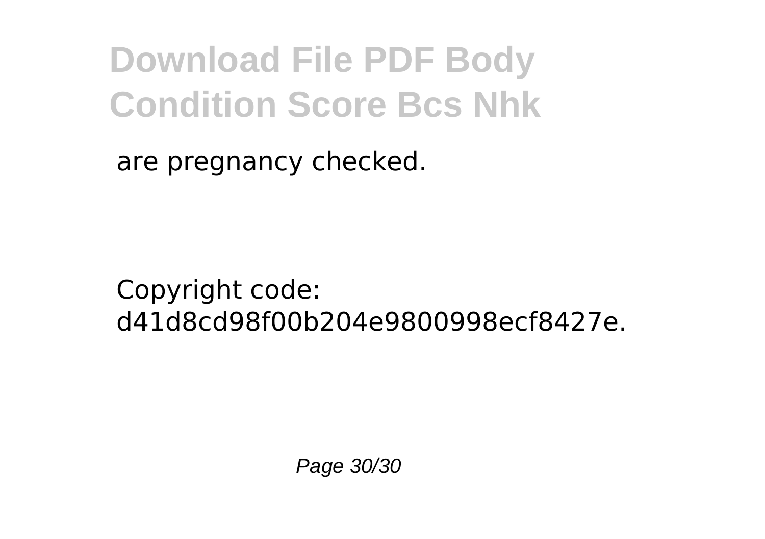are pregnancy checked.

Copyright code: d41d8cd98f00b204e9800998ecf8427e.